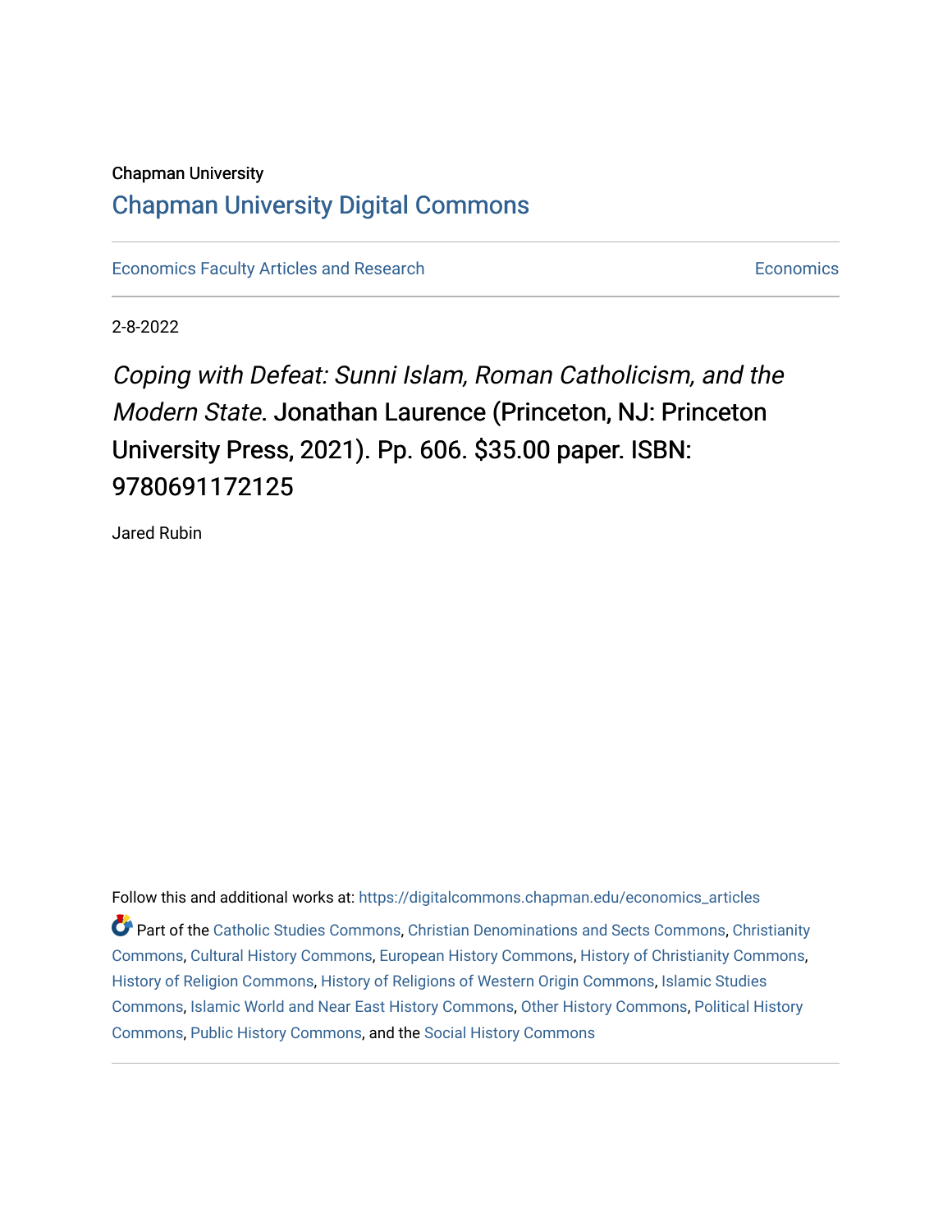Chapman University

# Chapman University Digital Commons

Economics Faculty Articles and Research | Economics

2-8-2022

## *Coping with Defeat: Sunni Islam, Roman Catholicism, and the Modern State*. Jonathan Laurence (Princeton, NJ: Princeton University Press, 2021). Pp. 606. $35.00 paper. ISBN: 9780691172125

Jared Rubin

Follow this and additional works at: https://digitalcommons.chapman.edu/economics_articles

Part of the Catholic Studies Commons, Christian Denominations and Sects Commons, Christianity Commons, Cultural History Commons, European History Commons, History of Christianity Commons, History of Religion Commons, History of Religions of Western Origin Commons, Islamic Studies Commons, Islamic World and Near East History Commons, Other History Commons, Political History Commons, Public History Commons, and the Social History Commons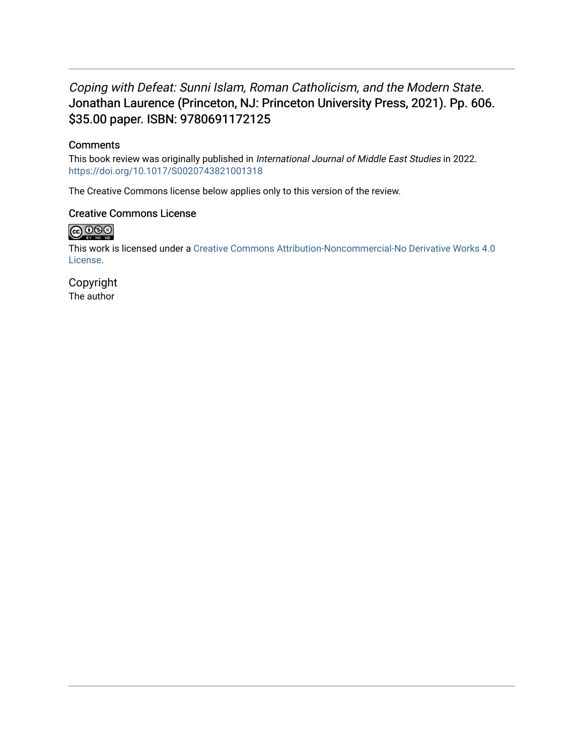*Coping with Defeat: Sunni Islam, Roman Catholicism, and the Modern State*. Jonathan Laurence (Princeton, NJ: Princeton University Press, 2021). Pp. 606. $35.00 paper. ISBN: 9780691172125

## Comments

This book review was originally published in *International Journal of Middle East Studies* in 2022. https://doi.org/10.1017/S0020743821001318

The Creative Commons license below applies only to this version of the review.

## Creative Commons License

This work is licensed under a Creative Commons Attribution-Noncommercial-No Derivative Works 4.0 License.

## Copyright

The author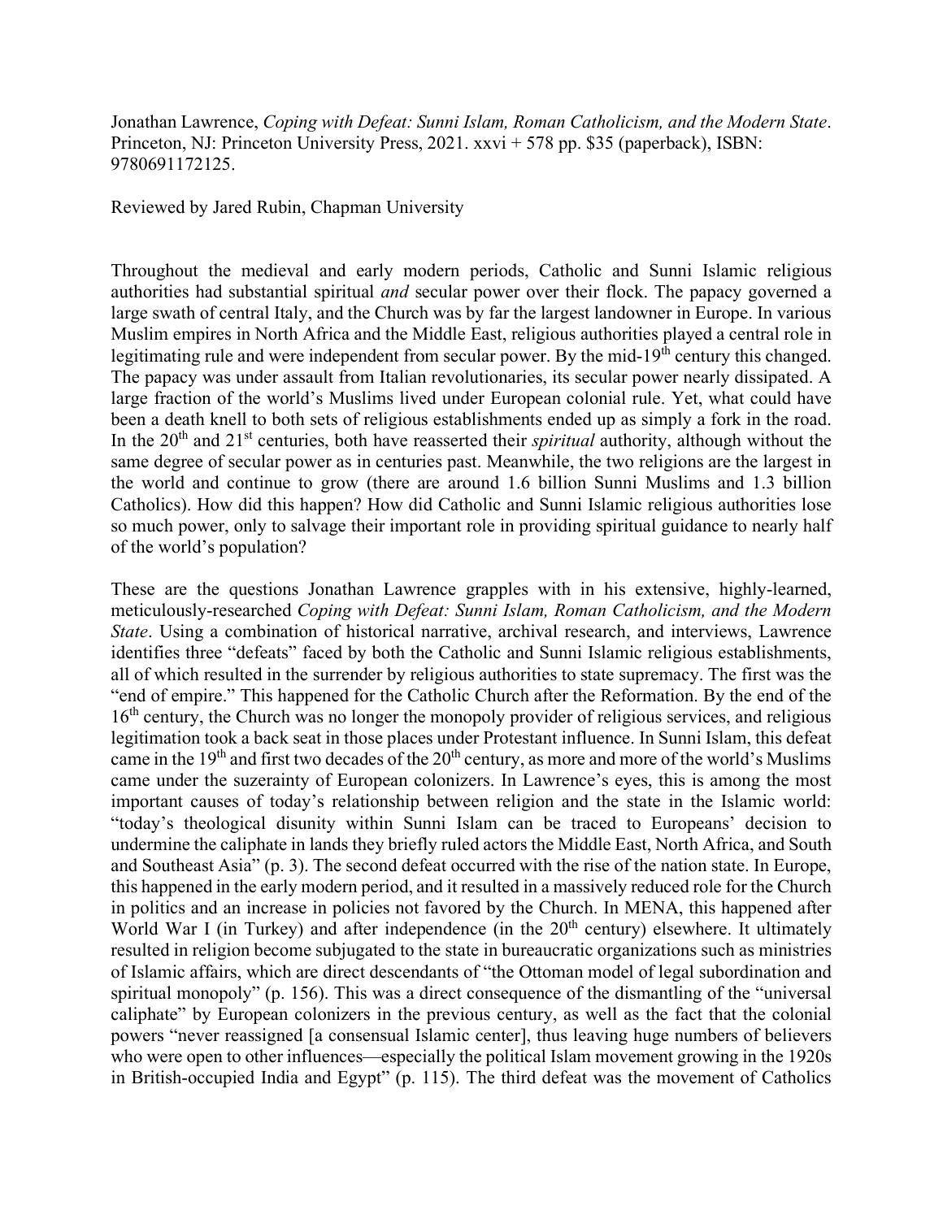Jonathan Lawrence, *Coping with Defeat: Sunni Islam, Roman Catholicism, and the Modern State*. Princeton, NJ: Princeton University Press, 2021. xxvi + 578 pp. $35 (paperback), ISBN: 9780691172125.

Reviewed by Jared Rubin, Chapman University

Throughout the medieval and early modern periods, Catholic and Sunni Islamic religious authorities had substantial spiritual *and* secular power over their flock. The papacy governed a large swath of central Italy, and the Church was by far the largest landowner in Europe. In various Muslim empires in North Africa and the Middle East, religious authorities played a central role in legitimating rule and were independent from secular power. By the mid-19th century this changed. The papacy was under assault from Italian revolutionaries, its secular power nearly dissipated. A large fraction of the world's Muslims lived under European colonial rule. Yet, what could have been a death knell to both sets of religious establishments ended up as simply a fork in the road. In the 20th and 21st centuries, both have reasserted their *spiritual* authority, although without the same degree of secular power as in centuries past. Meanwhile, the two religions are the largest in the world and continue to grow (there are around 1.6 billion Sunni Muslims and 1.3 billion Catholics). How did this happen? How did Catholic and Sunni Islamic religious authorities lose so much power, only to salvage their important role in providing spiritual guidance to nearly half of the world's population?

These are the questions Jonathan Lawrence grapples with in his extensive, highly-learned, meticulously-researched *Coping with Defeat: Sunni Islam, Roman Catholicism, and the Modern State*. Using a combination of historical narrative, archival research, and interviews, Lawrence identifies three "defeats" faced by both the Catholic and Sunni Islamic religious establishments, all of which resulted in the surrender by religious authorities to state supremacy. The first was the "end of empire." This happened for the Catholic Church after the Reformation. By the end of the 16th century, the Church was no longer the monopoly provider of religious services, and religious legitimation took a back seat in those places under Protestant influence. In Sunni Islam, this defeat came in the 19th and first two decades of the 20th century, as more and more of the world's Muslims came under the suzerainty of European colonizers. In Lawrence's eyes, this is among the most important causes of today's relationship between religion and the state in the Islamic world: "today's theological disunity within Sunni Islam can be traced to Europeans' decision to undermine the caliphate in lands they briefly ruled actors the Middle East, North Africa, and South and Southeast Asia" (p. 3). The second defeat occurred with the rise of the nation state. In Europe, this happened in the early modern period, and it resulted in a massively reduced role for the Church in politics and an increase in policies not favored by the Church. In MENA, this happened after World War I (in Turkey) and after independence (in the 20th century) elsewhere. It ultimately resulted in religion become subjugated to the state in bureaucratic organizations such as ministries of Islamic affairs, which are direct descendants of "the Ottoman model of legal subordination and spiritual monopoly" (p. 156). This was a direct consequence of the dismantling of the "universal caliphate" by European colonizers in the previous century, as well as the fact that the colonial powers "never reassigned [a consensual Islamic center], thus leaving huge numbers of believers who were open to other influences—especially the political Islam movement growing in the 1920s in British-occupied India and Egypt" (p. 115). The third defeat was the movement of Catholics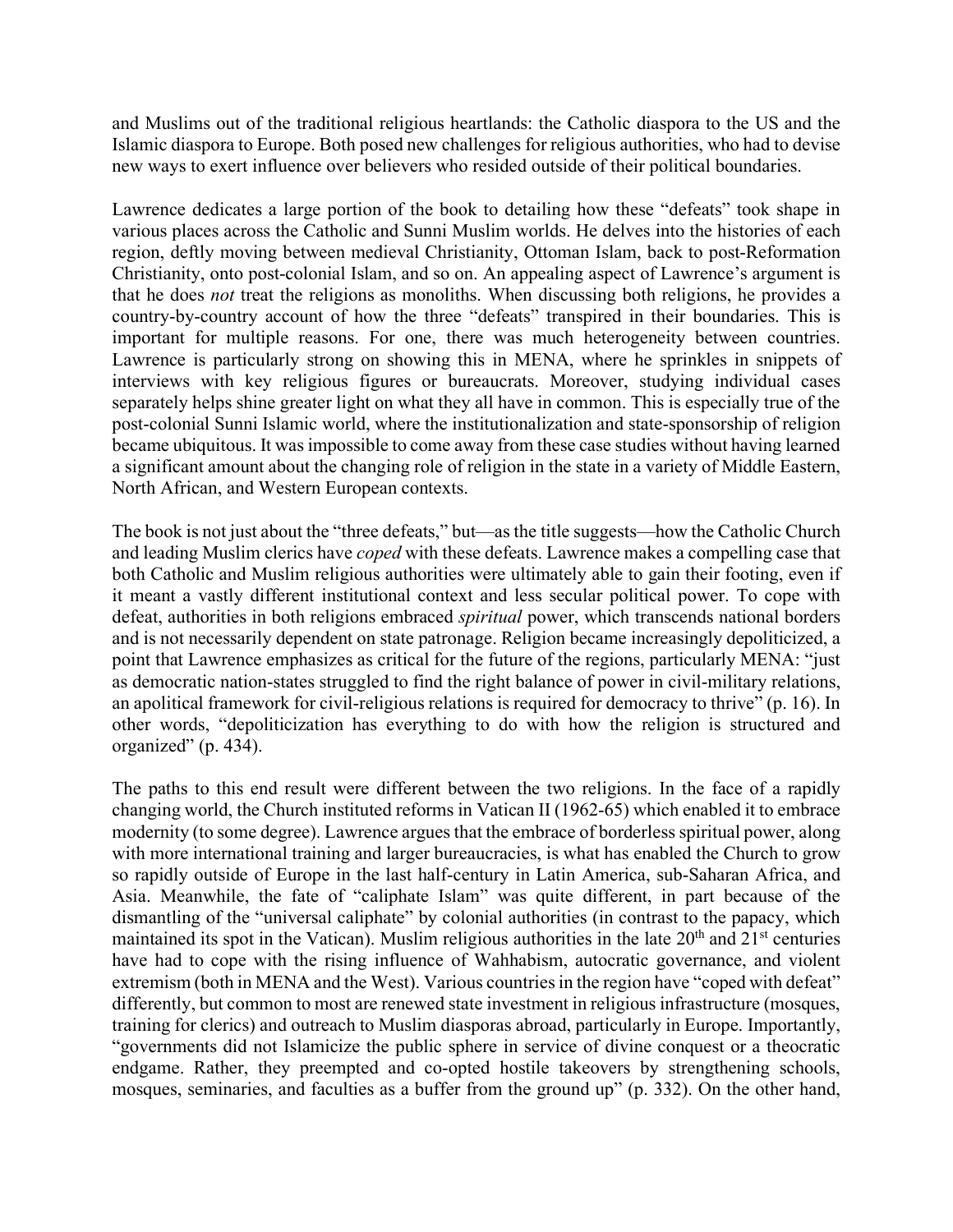and Muslims out of the traditional religious heartlands: the Catholic diaspora to the US and the Islamic diaspora to Europe. Both posed new challenges for religious authorities, who had to devise new ways to exert influence over believers who resided outside of their political boundaries.

Lawrence dedicates a large portion of the book to detailing how these "defeats" took shape in various places across the Catholic and Sunni Muslim worlds. He delves into the histories of each region, deftly moving between medieval Christianity, Ottoman Islam, back to post-Reformation Christianity, onto post-colonial Islam, and so on. An appealing aspect of Lawrence's argument is that he does *not* treat the religions as monoliths. When discussing both religions, he provides a country-by-country account of how the three "defeats" transpired in their boundaries. This is important for multiple reasons. For one, there was much heterogeneity between countries. Lawrence is particularly strong on showing this in MENA, where he sprinkles in snippets of interviews with key religious figures or bureaucrats. Moreover, studying individual cases separately helps shine greater light on what they all have in common. This is especially true of the post-colonial Sunni Islamic world, where the institutionalization and state-sponsorship of religion became ubiquitous. It was impossible to come away from these case studies without having learned a significant amount about the changing role of religion in the state in a variety of Middle Eastern, North African, and Western European contexts.

The book is not just about the "three defeats," but—as the title suggests—how the Catholic Church and leading Muslim clerics have *coped* with these defeats. Lawrence makes a compelling case that both Catholic and Muslim religious authorities were ultimately able to gain their footing, even if it meant a vastly different institutional context and less secular political power. To cope with defeat, authorities in both religions embraced *spiritual* power, which transcends national borders and is not necessarily dependent on state patronage. Religion became increasingly depoliticized, a point that Lawrence emphasizes as critical for the future of the regions, particularly MENA: "just as democratic nation-states struggled to find the right balance of power in civil-military relations, an apolitical framework for civil-religious relations is required for democracy to thrive" (p. 16). In other words, "depoliticization has everything to do with how the religion is structured and organized" (p. 434).

The paths to this end result were different between the two religions. In the face of a rapidly changing world, the Church instituted reforms in Vatican II (1962-65) which enabled it to embrace modernity (to some degree). Lawrence argues that the embrace of borderless spiritual power, along with more international training and larger bureaucracies, is what has enabled the Church to grow so rapidly outside of Europe in the last half-century in Latin America, sub-Saharan Africa, and Asia. Meanwhile, the fate of "caliphate Islam" was quite different, in part because of the dismantling of the "universal caliphate" by colonial authorities (in contrast to the papacy, which maintained its spot in the Vatican). Muslim religious authorities in the late 20th and 21st centuries have had to cope with the rising influence of Wahhabism, autocratic governance, and violent extremism (both in MENA and the West). Various countries in the region have "coped with defeat" differently, but common to most are renewed state investment in religious infrastructure (mosques, training for clerics) and outreach to Muslim diasporas abroad, particularly in Europe. Importantly, "governments did not Islamicize the public sphere in service of divine conquest or a theocratic endgame. Rather, they preempted and co-opted hostile takeovers by strengthening schools, mosques, seminaries, and faculties as a buffer from the ground up" (p. 332). On the other hand,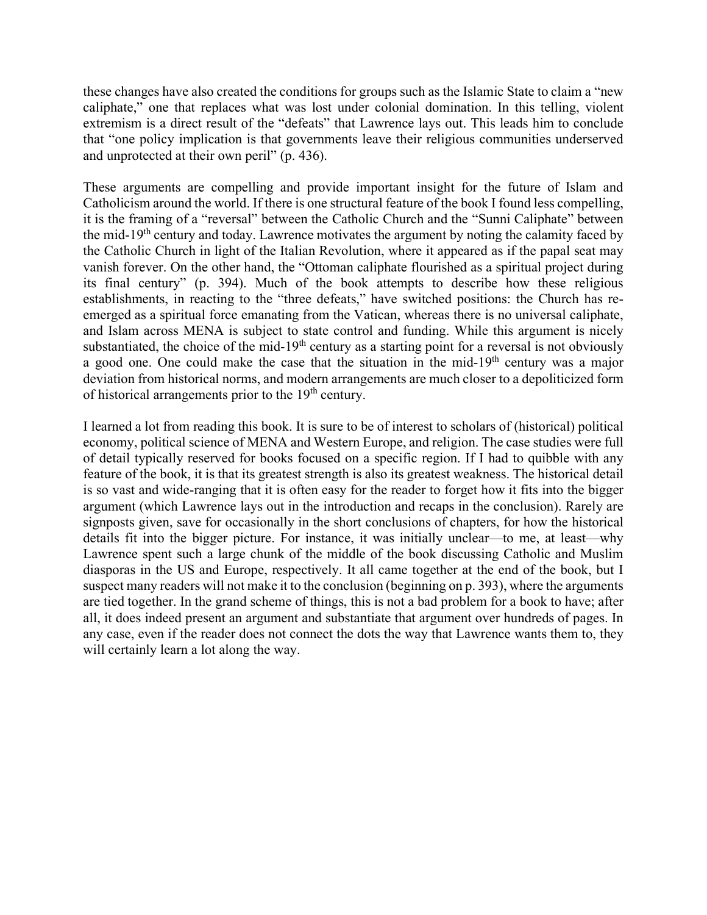these changes have also created the conditions for groups such as the Islamic State to claim a "new caliphate," one that replaces what was lost under colonial domination. In this telling, violent extremism is a direct result of the "defeats" that Lawrence lays out. This leads him to conclude that "one policy implication is that governments leave their religious communities underserved and unprotected at their own peril" (p. 436).

These arguments are compelling and provide important insight for the future of Islam and Catholicism around the world. If there is one structural feature of the book I found less compelling, it is the framing of a "reversal" between the Catholic Church and the "Sunni Caliphate" between the mid-19th century and today. Lawrence motivates the argument by noting the calamity faced by the Catholic Church in light of the Italian Revolution, where it appeared as if the papal seat may vanish forever. On the other hand, the "Ottoman caliphate flourished as a spiritual project during its final century" (p. 394). Much of the book attempts to describe how these religious establishments, in reacting to the "three defeats," have switched positions: the Church has re-emerged as a spiritual force emanating from the Vatican, whereas there is no universal caliphate, and Islam across MENA is subject to state control and funding. While this argument is nicely substantiated, the choice of the mid-19th century as a starting point for a reversal is not obviously a good one. One could make the case that the situation in the mid-19th century was a major deviation from historical norms, and modern arrangements are much closer to a depoliticized form of historical arrangements prior to the 19th century.

I learned a lot from reading this book. It is sure to be of interest to scholars of (historical) political economy, political science of MENA and Western Europe, and religion. The case studies were full of detail typically reserved for books focused on a specific region. If I had to quibble with any feature of the book, it is that its greatest strength is also its greatest weakness. The historical detail is so vast and wide-ranging that it is often easy for the reader to forget how it fits into the bigger argument (which Lawrence lays out in the introduction and recaps in the conclusion). Rarely are signposts given, save for occasionally in the short conclusions of chapters, for how the historical details fit into the bigger picture. For instance, it was initially unclear—to me, at least—why Lawrence spent such a large chunk of the middle of the book discussing Catholic and Muslim diasporas in the US and Europe, respectively. It all came together at the end of the book, but I suspect many readers will not make it to the conclusion (beginning on p. 393), where the arguments are tied together. In the grand scheme of things, this is not a bad problem for a book to have; after all, it does indeed present an argument and substantiate that argument over hundreds of pages. In any case, even if the reader does not connect the dots the way that Lawrence wants them to, they will certainly learn a lot along the way.